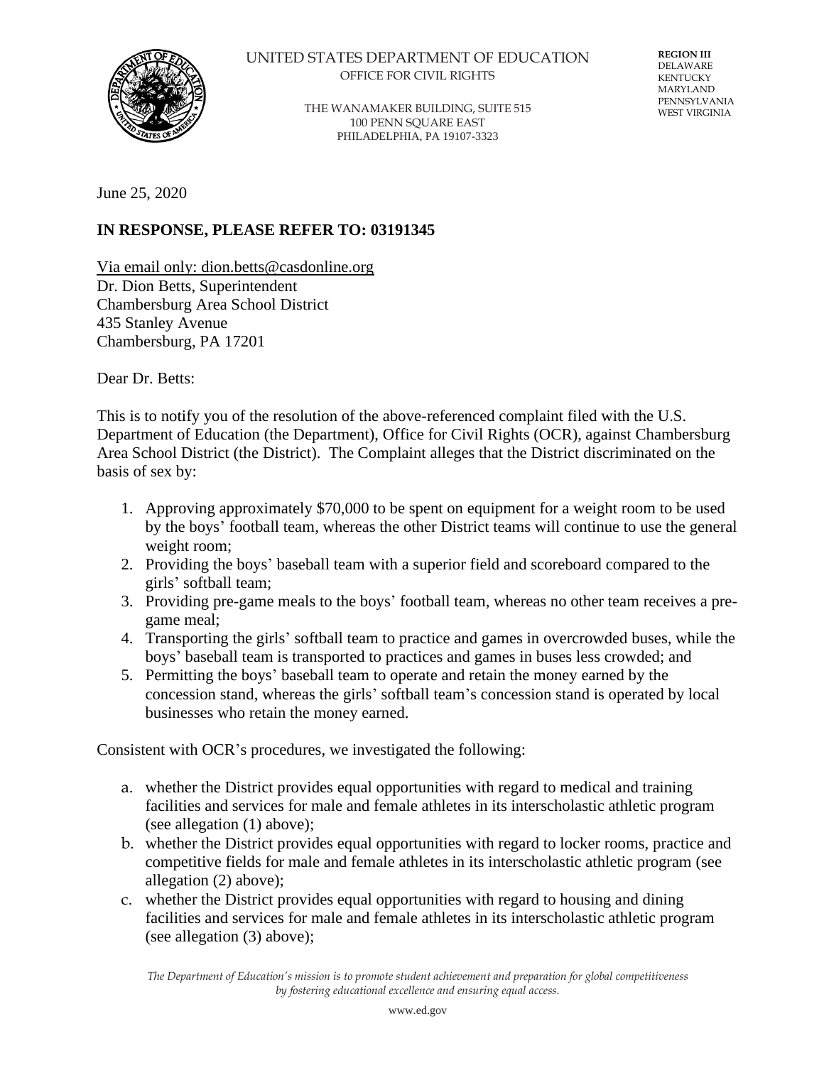UNITED STATES DEPARTMENT OF EDUCATION
OFFICE FOR CIVIL RIGHTS

THE WANAMAKER BUILDING, SUITE 515
100 PENN SQUARE EAST
PHILADELPHIA, PA 19107-3323

**REGION III**
DELAWARE
KENTUCKY
MARYLAND
PENNSYLVANIA
WEST VIRGINIA

June 25, 2020

**IN RESPONSE, PLEASE REFER TO: 03191345**

Via email only: dion.betts@casdonline.org
Dr. Dion Betts, Superintendent
Chambersburg Area School District
435 Stanley Avenue
Chambersburg, PA 17201

Dear Dr. Betts:

This is to notify you of the resolution of the above-referenced complaint filed with the U.S. Department of Education (the Department), Office for Civil Rights (OCR), against Chambersburg Area School District (the District). The Complaint alleges that the District discriminated on the basis of sex by:

1. Approving approximately $70,000 to be spent on equipment for a weight room to be used by the boys' football team, whereas the other District teams will continue to use the general weight room;
2. Providing the boys' baseball team with a superior field and scoreboard compared to the girls' softball team;
3. Providing pre-game meals to the boys' football team, whereas no other team receives a pre-game meal;
4. Transporting the girls' softball team to practice and games in overcrowded buses, while the boys' baseball team is transported to practices and games in buses less crowded; and
5. Permitting the boys' baseball team to operate and retain the money earned by the concession stand, whereas the girls' softball team's concession stand is operated by local businesses who retain the money earned.

Consistent with OCR's procedures, we investigated the following:

a. whether the District provides equal opportunities with regard to medical and training facilities and services for male and female athletes in its interscholastic athletic program (see allegation (1) above);
b. whether the District provides equal opportunities with regard to locker rooms, practice and competitive fields for male and female athletes in its interscholastic athletic program (see allegation (2) above);
c. whether the District provides equal opportunities with regard to housing and dining facilities and services for male and female athletes in its interscholastic athletic program (see allegation (3) above);

*The Department of Education's mission is to promote student achievement and preparation for global competitiveness by fostering educational excellence and ensuring equal access.*

www.ed.gov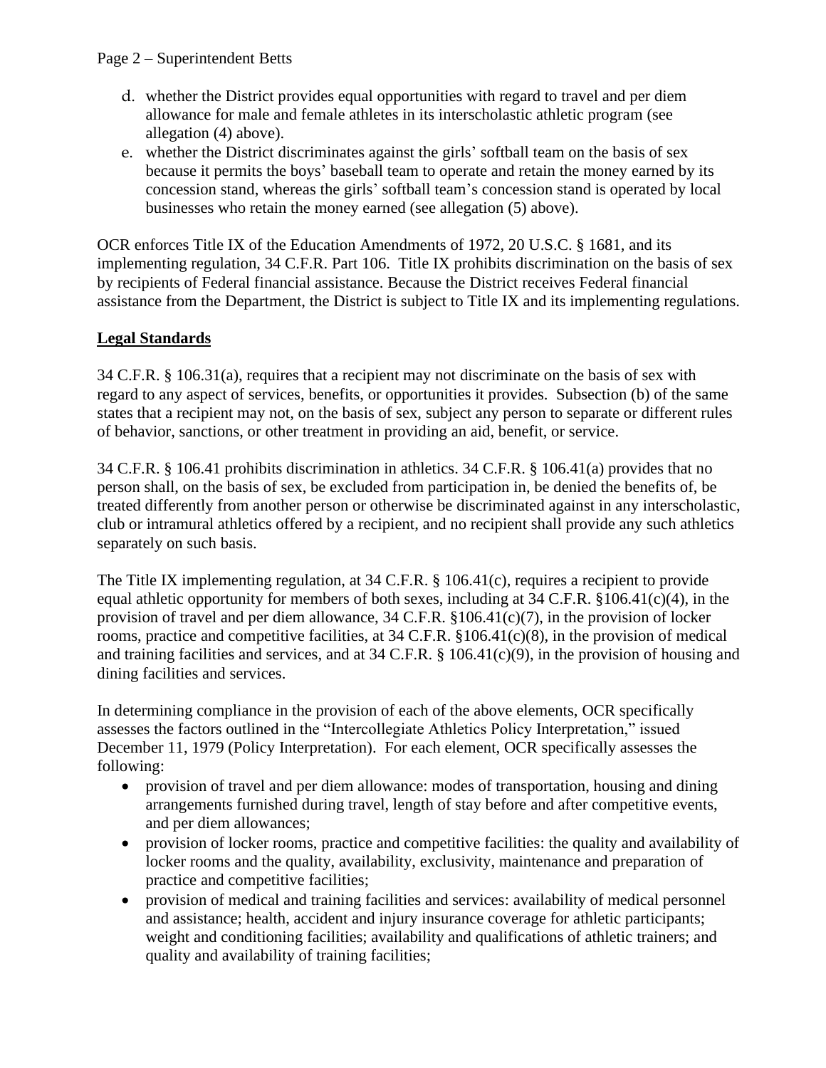d. whether the District provides equal opportunities with regard to travel and per diem allowance for male and female athletes in its interscholastic athletic program (see allegation (4) above).

e. whether the District discriminates against the girls' softball team on the basis of sex because it permits the boys' baseball team to operate and retain the money earned by its concession stand, whereas the girls' softball team's concession stand is operated by local businesses who retain the money earned (see allegation (5) above).

OCR enforces Title IX of the Education Amendments of 1972, 20 U.S.C. § 1681, and its implementing regulation, 34 C.F.R. Part 106. Title IX prohibits discrimination on the basis of sex by recipients of Federal financial assistance. Because the District receives Federal financial assistance from the Department, the District is subject to Title IX and its implementing regulations.

**Legal Standards**

34 C.F.R. § 106.31(a), requires that a recipient may not discriminate on the basis of sex with regard to any aspect of services, benefits, or opportunities it provides. Subsection (b) of the same states that a recipient may not, on the basis of sex, subject any person to separate or different rules of behavior, sanctions, or other treatment in providing an aid, benefit, or service.

34 C.F.R. § 106.41 prohibits discrimination in athletics. 34 C.F.R. § 106.41(a) provides that no person shall, on the basis of sex, be excluded from participation in, be denied the benefits of, be treated differently from another person or otherwise be discriminated against in any interscholastic, club or intramural athletics offered by a recipient, and no recipient shall provide any such athletics separately on such basis.

The Title IX implementing regulation, at 34 C.F.R. § 106.41(c), requires a recipient to provide equal athletic opportunity for members of both sexes, including at 34 C.F.R. §106.41(c)(4), in the provision of travel and per diem allowance, 34 C.F.R. §106.41(c)(7), in the provision of locker rooms, practice and competitive facilities, at 34 C.F.R. §106.41(c)(8), in the provision of medical and training facilities and services, and at 34 C.F.R. § 106.41(c)(9), in the provision of housing and dining facilities and services.

In determining compliance in the provision of each of the above elements, OCR specifically assesses the factors outlined in the "Intercollegiate Athletics Policy Interpretation," issued December 11, 1979 (Policy Interpretation). For each element, OCR specifically assesses the following:

- provision of travel and per diem allowance: modes of transportation, housing and dining arrangements furnished during travel, length of stay before and after competitive events, and per diem allowances;
- provision of locker rooms, practice and competitive facilities: the quality and availability of locker rooms and the quality, availability, exclusivity, maintenance and preparation of practice and competitive facilities;
- provision of medical and training facilities and services: availability of medical personnel and assistance; health, accident and injury insurance coverage for athletic participants; weight and conditioning facilities; availability and qualifications of athletic trainers; and quality and availability of training facilities;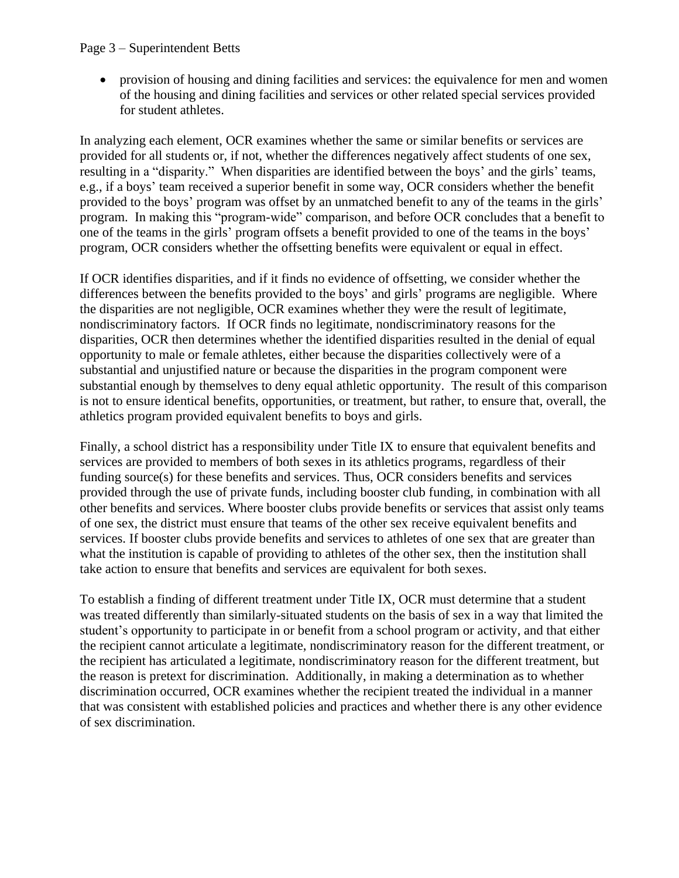- provision of housing and dining facilities and services: the equivalence for men and women of the housing and dining facilities and services or other related special services provided for student athletes.

In analyzing each element, OCR examines whether the same or similar benefits or services are provided for all students or, if not, whether the differences negatively affect students of one sex, resulting in a "disparity." When disparities are identified between the boys' and the girls' teams, e.g., if a boys' team received a superior benefit in some way, OCR considers whether the benefit provided to the boys' program was offset by an unmatched benefit to any of the teams in the girls' program. In making this "program-wide" comparison, and before OCR concludes that a benefit to one of the teams in the girls' program offsets a benefit provided to one of the teams in the boys' program, OCR considers whether the offsetting benefits were equivalent or equal in effect.

If OCR identifies disparities, and if it finds no evidence of offsetting, we consider whether the differences between the benefits provided to the boys' and girls' programs are negligible. Where the disparities are not negligible, OCR examines whether they were the result of legitimate, nondiscriminatory factors. If OCR finds no legitimate, nondiscriminatory reasons for the disparities, OCR then determines whether the identified disparities resulted in the denial of equal opportunity to male or female athletes, either because the disparities collectively were of a substantial and unjustified nature or because the disparities in the program component were substantial enough by themselves to deny equal athletic opportunity. The result of this comparison is not to ensure identical benefits, opportunities, or treatment, but rather, to ensure that, overall, the athletics program provided equivalent benefits to boys and girls.

Finally, a school district has a responsibility under Title IX to ensure that equivalent benefits and services are provided to members of both sexes in its athletics programs, regardless of their funding source(s) for these benefits and services. Thus, OCR considers benefits and services provided through the use of private funds, including booster club funding, in combination with all other benefits and services. Where booster clubs provide benefits or services that assist only teams of one sex, the district must ensure that teams of the other sex receive equivalent benefits and services. If booster clubs provide benefits and services to athletes of one sex that are greater than what the institution is capable of providing to athletes of the other sex, then the institution shall take action to ensure that benefits and services are equivalent for both sexes.

To establish a finding of different treatment under Title IX, OCR must determine that a student was treated differently than similarly-situated students on the basis of sex in a way that limited the student's opportunity to participate in or benefit from a school program or activity, and that either the recipient cannot articulate a legitimate, nondiscriminatory reason for the different treatment, or the recipient has articulated a legitimate, nondiscriminatory reason for the different treatment, but the reason is pretext for discrimination. Additionally, in making a determination as to whether discrimination occurred, OCR examines whether the recipient treated the individual in a manner that was consistent with established policies and practices and whether there is any other evidence of sex discrimination.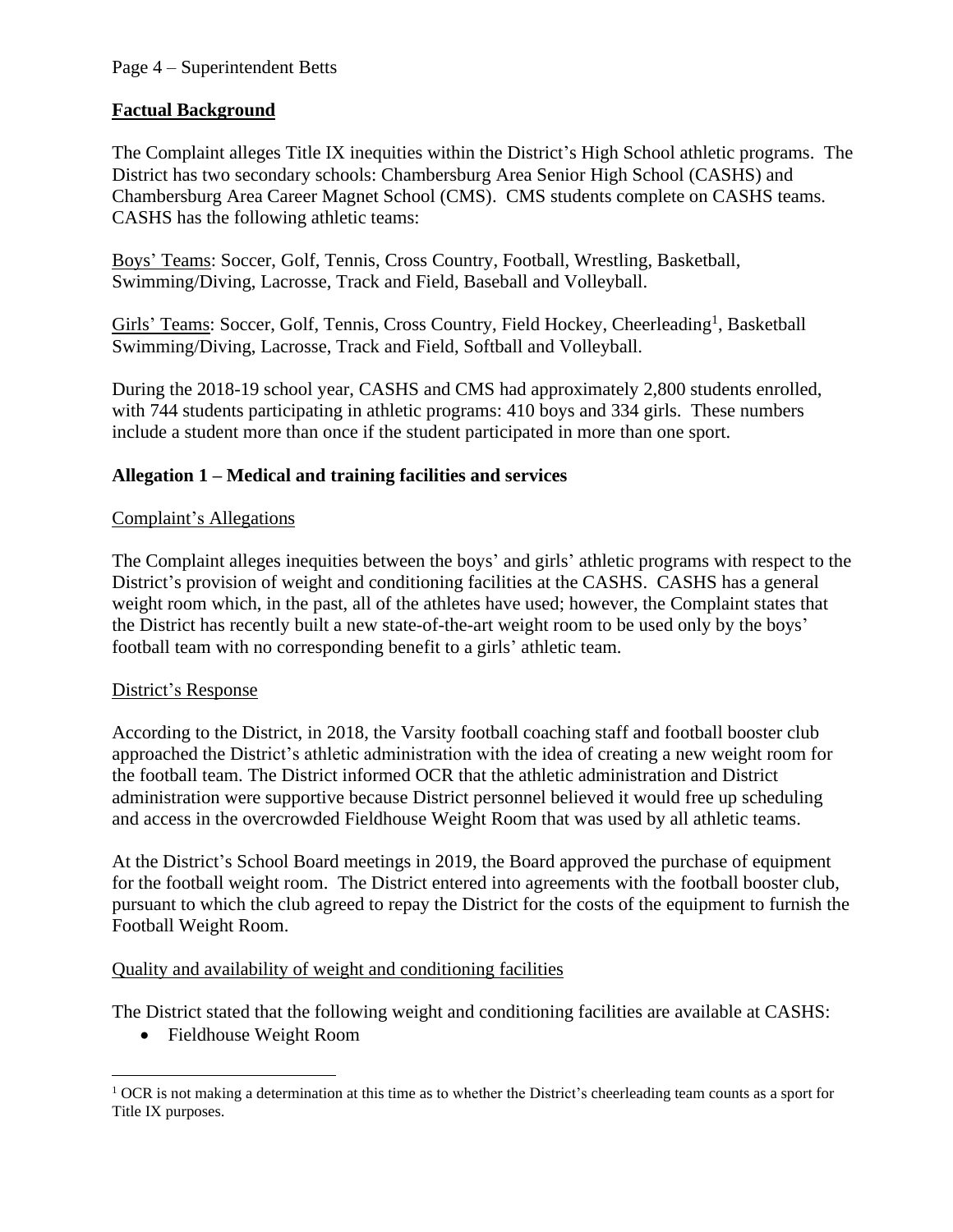## Factual Background

The Complaint alleges Title IX inequities within the District's High School athletic programs. The District has two secondary schools: Chambersburg Area Senior High School (CASHS) and Chambersburg Area Career Magnet School (CMS). CMS students complete on CASHS teams. CASHS has the following athletic teams:

Boys' Teams: Soccer, Golf, Tennis, Cross Country, Football, Wrestling, Basketball, Swimming/Diving, Lacrosse, Track and Field, Baseball and Volleyball.

Girls' Teams: Soccer, Golf, Tennis, Cross Country, Field Hockey, Cheerleading[1], Basketball Swimming/Diving, Lacrosse, Track and Field, Softball and Volleyball.

During the 2018-19 school year, CASHS and CMS had approximately 2,800 students enrolled, with 744 students participating in athletic programs: 410 boys and 334 girls. These numbers include a student more than once if the student participated in more than one sport.

### Allegation 1 – Medical and training facilities and services

Complaint's Allegations

The Complaint alleges inequities between the boys' and girls' athletic programs with respect to the District's provision of weight and conditioning facilities at the CASHS. CASHS has a general weight room which, in the past, all of the athletes have used; however, the Complaint states that the District has recently built a new state-of-the-art weight room to be used only by the boys' football team with no corresponding benefit to a girls' athletic team.

District's Response

According to the District, in 2018, the Varsity football coaching staff and football booster club approached the District's athletic administration with the idea of creating a new weight room for the football team. The District informed OCR that the athletic administration and District administration were supportive because District personnel believed it would free up scheduling and access in the overcrowded Fieldhouse Weight Room that was used by all athletic teams.

At the District's School Board meetings in 2019, the Board approved the purchase of equipment for the football weight room. The District entered into agreements with the football booster club, pursuant to which the club agreed to repay the District for the costs of the equipment to furnish the Football Weight Room.

Quality and availability of weight and conditioning facilities

The District stated that the following weight and conditioning facilities are available at CASHS:

- Fieldhouse Weight Room

---

[1] OCR is not making a determination at this time as to whether the District's cheerleading team counts as a sport for Title IX purposes.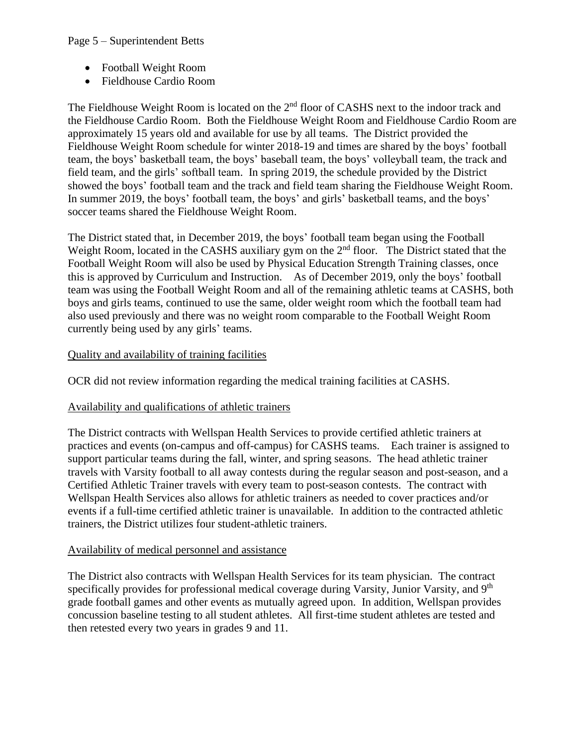- Football Weight Room
- Fieldhouse Cardio Room

The Fieldhouse Weight Room is located on the 2nd floor of CASHS next to the indoor track and the Fieldhouse Cardio Room. Both the Fieldhouse Weight Room and Fieldhouse Cardio Room are approximately 15 years old and available for use by all teams. The District provided the Fieldhouse Weight Room schedule for winter 2018-19 and times are shared by the boys' football team, the boys' basketball team, the boys' baseball team, the boys' volleyball team, the track and field team, and the girls' softball team. In spring 2019, the schedule provided by the District showed the boys' football team and the track and field team sharing the Fieldhouse Weight Room. In summer 2019, the boys' football team, the boys' and girls' basketball teams, and the boys' soccer teams shared the Fieldhouse Weight Room.

The District stated that, in December 2019, the boys' football team began using the Football Weight Room, located in the CASHS auxiliary gym on the 2nd floor. The District stated that the Football Weight Room will also be used by Physical Education Strength Training classes, once this is approved by Curriculum and Instruction. As of December 2019, only the boys' football team was using the Football Weight Room and all of the remaining athletic teams at CASHS, both boys and girls teams, continued to use the same, older weight room which the football team had also used previously and there was no weight room comparable to the Football Weight Room currently being used by any girls' teams.

<u>Quality and availability of training facilities</u>

OCR did not review information regarding the medical training facilities at CASHS.

<u>Availability and qualifications of athletic trainers</u>

The District contracts with Wellspan Health Services to provide certified athletic trainers at practices and events (on-campus and off-campus) for CASHS teams. Each trainer is assigned to support particular teams during the fall, winter, and spring seasons. The head athletic trainer travels with Varsity football to all away contests during the regular season and post-season, and a Certified Athletic Trainer travels with every team to post-season contests. The contract with Wellspan Health Services also allows for athletic trainers as needed to cover practices and/or events if a full-time certified athletic trainer is unavailable. In addition to the contracted athletic trainers, the District utilizes four student-athletic trainers.

<u>Availability of medical personnel and assistance</u>

The District also contracts with Wellspan Health Services for its team physician. The contract specifically provides for professional medical coverage during Varsity, Junior Varsity, and 9th grade football games and other events as mutually agreed upon. In addition, Wellspan provides concussion baseline testing to all student athletes. All first-time student athletes are tested and then retested every two years in grades 9 and 11.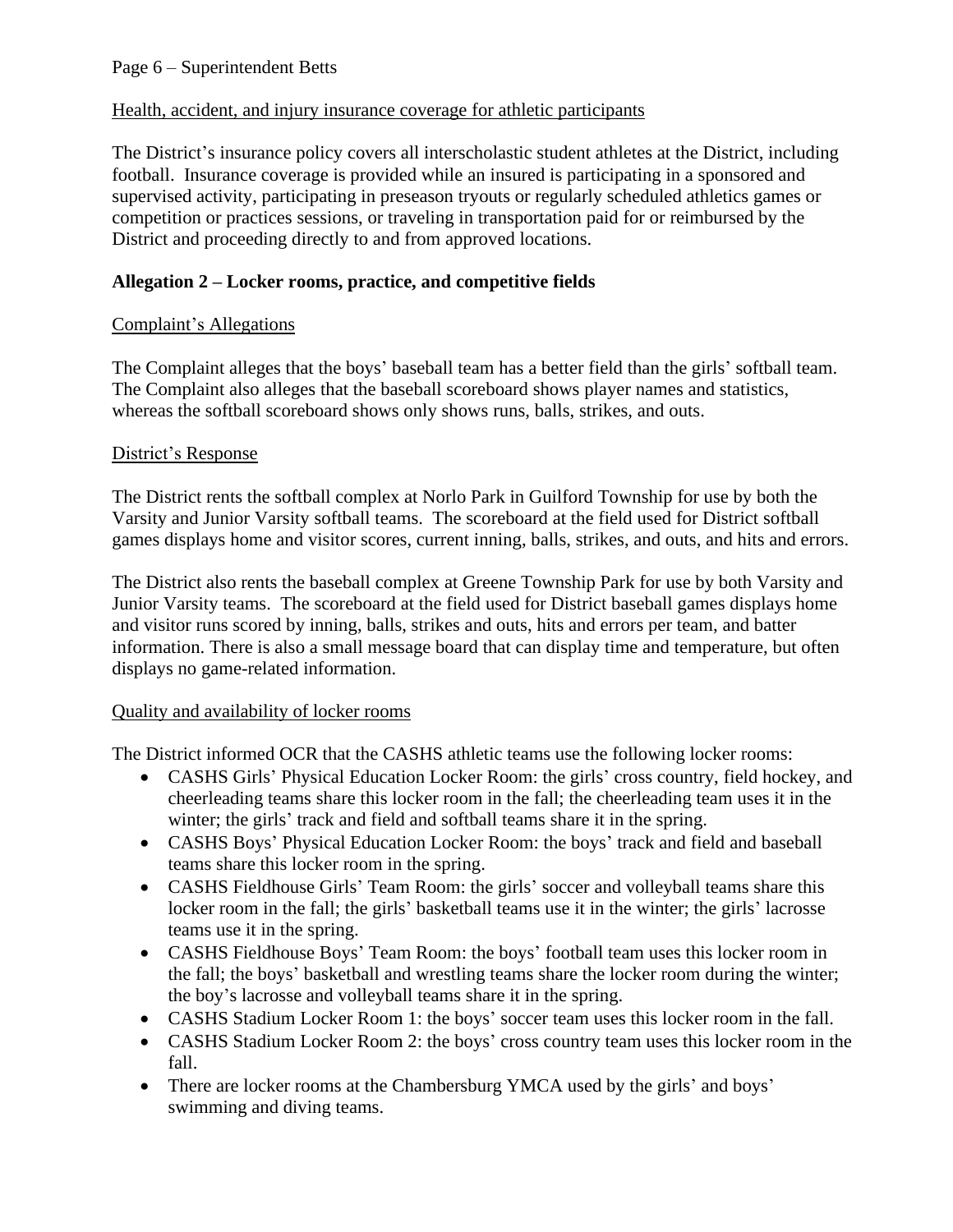<u>Health, accident, and injury insurance coverage for athletic participants</u>

The District's insurance policy covers all interscholastic student athletes at the District, including football. Insurance coverage is provided while an insured is participating in a sponsored and supervised activity, participating in preseason tryouts or regularly scheduled athletics games or competition or practices sessions, or traveling in transportation paid for or reimbursed by the District and proceeding directly to and from approved locations.

**Allegation 2 – Locker rooms, practice, and competitive fields**

<u>Complaint's Allegations</u>

The Complaint alleges that the boys' baseball team has a better field than the girls' softball team. The Complaint also alleges that the baseball scoreboard shows player names and statistics, whereas the softball scoreboard shows only shows runs, balls, strikes, and outs.

<u>District's Response</u>

The District rents the softball complex at Norlo Park in Guilford Township for use by both the Varsity and Junior Varsity softball teams. The scoreboard at the field used for District softball games displays home and visitor scores, current inning, balls, strikes, and outs, and hits and errors.

The District also rents the baseball complex at Greene Township Park for use by both Varsity and Junior Varsity teams. The scoreboard at the field used for District baseball games displays home and visitor runs scored by inning, balls, strikes and outs, hits and errors per team, and batter information. There is also a small message board that can display time and temperature, but often displays no game-related information.

<u>Quality and availability of locker rooms</u>

The District informed OCR that the CASHS athletic teams use the following locker rooms:

- CASHS Girls' Physical Education Locker Room: the girls' cross country, field hockey, and cheerleading teams share this locker room in the fall; the cheerleading team uses it in the winter; the girls' track and field and softball teams share it in the spring.
- CASHS Boys' Physical Education Locker Room: the boys' track and field and baseball teams share this locker room in the spring.
- CASHS Fieldhouse Girls' Team Room: the girls' soccer and volleyball teams share this locker room in the fall; the girls' basketball teams use it in the winter; the girls' lacrosse teams use it in the spring.
- CASHS Fieldhouse Boys' Team Room: the boys' football team uses this locker room in the fall; the boys' basketball and wrestling teams share the locker room during the winter; the boy's lacrosse and volleyball teams share it in the spring.
- CASHS Stadium Locker Room 1: the boys' soccer team uses this locker room in the fall.
- CASHS Stadium Locker Room 2: the boys' cross country team uses this locker room in the fall.
- There are locker rooms at the Chambersburg YMCA used by the girls' and boys' swimming and diving teams.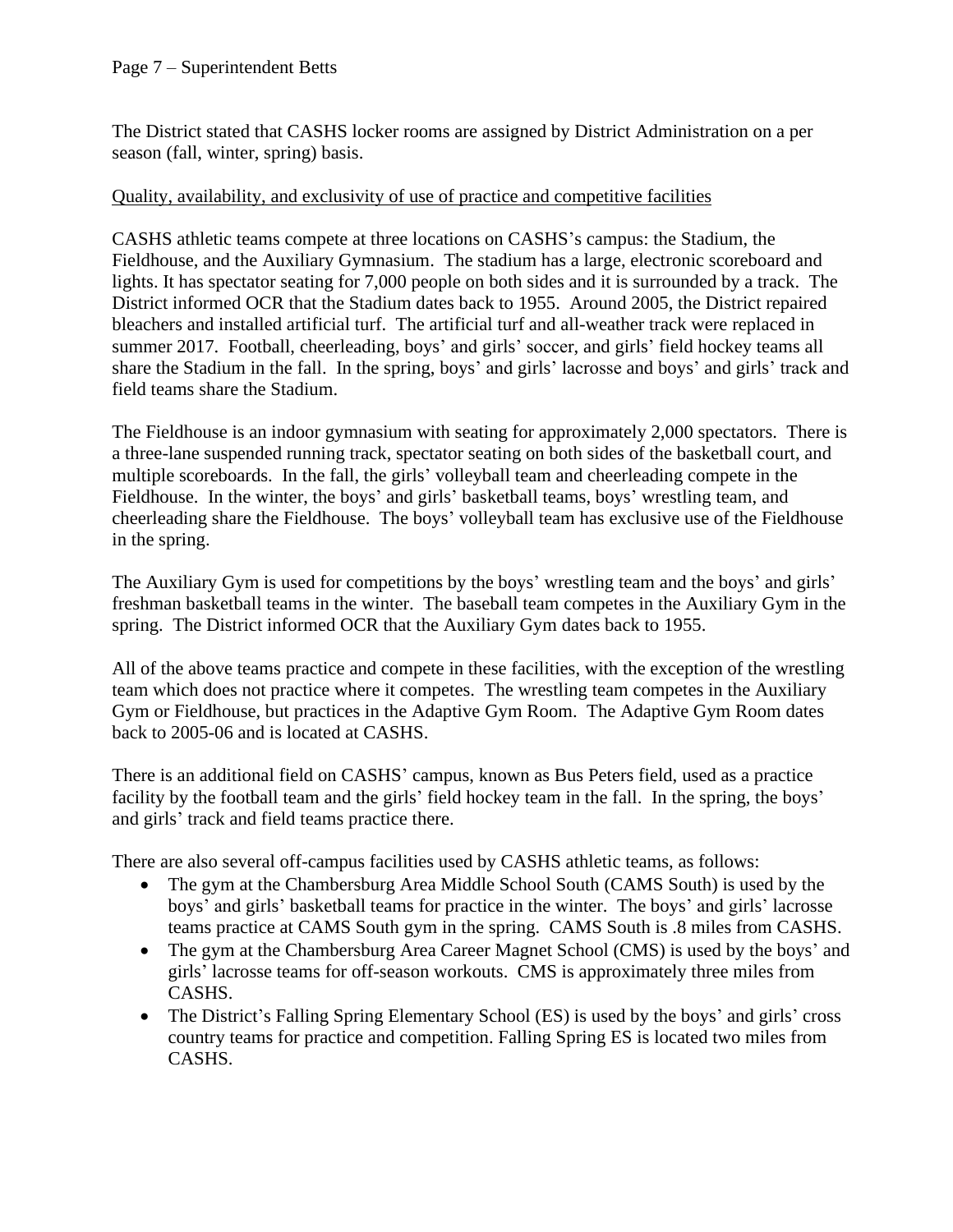The District stated that CASHS locker rooms are assigned by District Administration on a per season (fall, winter, spring) basis.

Quality, availability, and exclusivity of use of practice and competitive facilities

CASHS athletic teams compete at three locations on CASHS's campus: the Stadium, the Fieldhouse, and the Auxiliary Gymnasium. The stadium has a large, electronic scoreboard and lights. It has spectator seating for 7,000 people on both sides and it is surrounded by a track. The District informed OCR that the Stadium dates back to 1955. Around 2005, the District repaired bleachers and installed artificial turf. The artificial turf and all-weather track were replaced in summer 2017. Football, cheerleading, boys' and girls' soccer, and girls' field hockey teams all share the Stadium in the fall. In the spring, boys' and girls' lacrosse and boys' and girls' track and field teams share the Stadium.

The Fieldhouse is an indoor gymnasium with seating for approximately 2,000 spectators. There is a three-lane suspended running track, spectator seating on both sides of the basketball court, and multiple scoreboards. In the fall, the girls' volleyball team and cheerleading compete in the Fieldhouse. In the winter, the boys' and girls' basketball teams, boys' wrestling team, and cheerleading share the Fieldhouse. The boys' volleyball team has exclusive use of the Fieldhouse in the spring.

The Auxiliary Gym is used for competitions by the boys' wrestling team and the boys' and girls' freshman basketball teams in the winter. The baseball team competes in the Auxiliary Gym in the spring. The District informed OCR that the Auxiliary Gym dates back to 1955.

All of the above teams practice and compete in these facilities, with the exception of the wrestling team which does not practice where it competes. The wrestling team competes in the Auxiliary Gym or Fieldhouse, but practices in the Adaptive Gym Room. The Adaptive Gym Room dates back to 2005-06 and is located at CASHS.

There is an additional field on CASHS' campus, known as Bus Peters field, used as a practice facility by the football team and the girls' field hockey team in the fall. In the spring, the boys' and girls' track and field teams practice there.

There are also several off-campus facilities used by CASHS athletic teams, as follows:

- The gym at the Chambersburg Area Middle School South (CAMS South) is used by the boys' and girls' basketball teams for practice in the winter. The boys' and girls' lacrosse teams practice at CAMS South gym in the spring. CAMS South is .8 miles from CASHS.
- The gym at the Chambersburg Area Career Magnet School (CMS) is used by the boys' and girls' lacrosse teams for off-season workouts. CMS is approximately three miles from CASHS.
- The District's Falling Spring Elementary School (ES) is used by the boys' and girls' cross country teams for practice and competition. Falling Spring ES is located two miles from CASHS.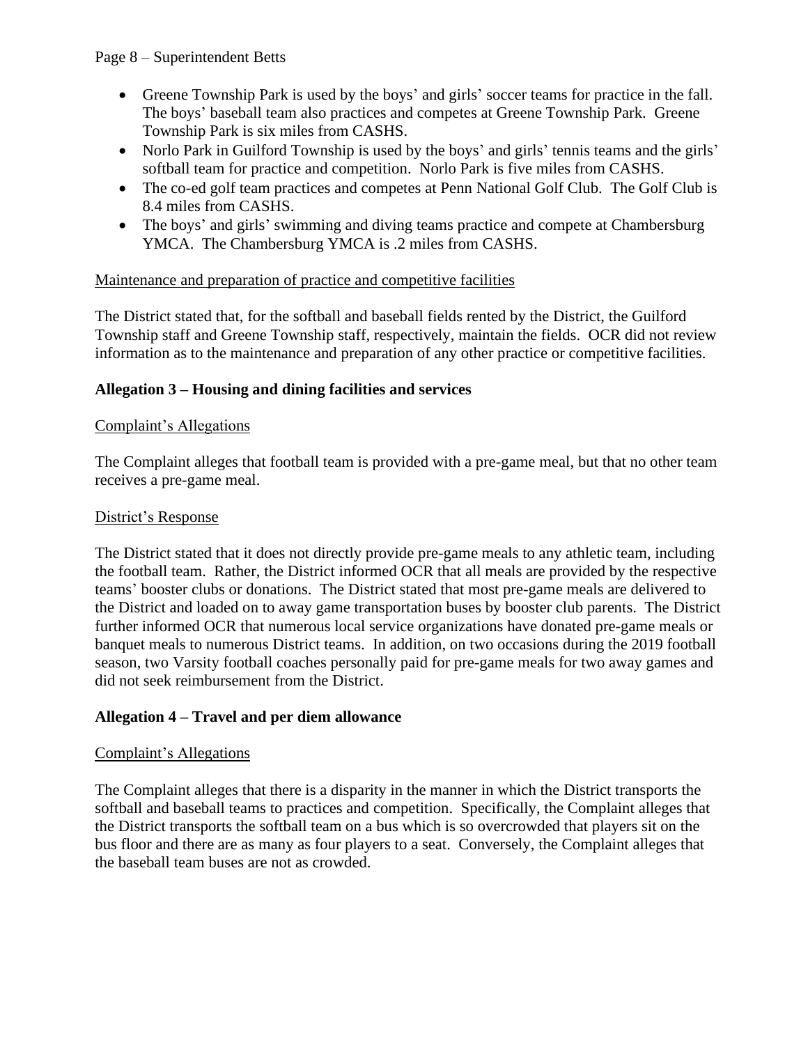- Greene Township Park is used by the boys' and girls' soccer teams for practice in the fall. The boys' baseball team also practices and competes at Greene Township Park. Greene Township Park is six miles from CASHS.
- Norlo Park in Guilford Township is used by the boys' and girls' tennis teams and the girls' softball team for practice and competition. Norlo Park is five miles from CASHS.
- The co-ed golf team practices and competes at Penn National Golf Club. The Golf Club is 8.4 miles from CASHS.
- The boys' and girls' swimming and diving teams practice and compete at Chambersburg YMCA. The Chambersburg YMCA is .2 miles from CASHS.

<u>Maintenance and preparation of practice and competitive facilities</u>

The District stated that, for the softball and baseball fields rented by the District, the Guilford Township staff and Greene Township staff, respectively, maintain the fields. OCR did not review information as to the maintenance and preparation of any other practice or competitive facilities.

**Allegation 3 – Housing and dining facilities and services**

<u>Complaint's Allegations</u>

The Complaint alleges that football team is provided with a pre-game meal, but that no other team receives a pre-game meal.

<u>District's Response</u>

The District stated that it does not directly provide pre-game meals to any athletic team, including the football team. Rather, the District informed OCR that all meals are provided by the respective teams' booster clubs or donations. The District stated that most pre-game meals are delivered to the District and loaded on to away game transportation buses by booster club parents. The District further informed OCR that numerous local service organizations have donated pre-game meals or banquet meals to numerous District teams. In addition, on two occasions during the 2019 football season, two Varsity football coaches personally paid for pre-game meals for two away games and did not seek reimbursement from the District.

**Allegation 4 – Travel and per diem allowance**

<u>Complaint's Allegations</u>

The Complaint alleges that there is a disparity in the manner in which the District transports the softball and baseball teams to practices and competition. Specifically, the Complaint alleges that the District transports the softball team on a bus which is so overcrowded that players sit on the bus floor and there are as many as four players to a seat. Conversely, the Complaint alleges that the baseball team buses are not as crowded.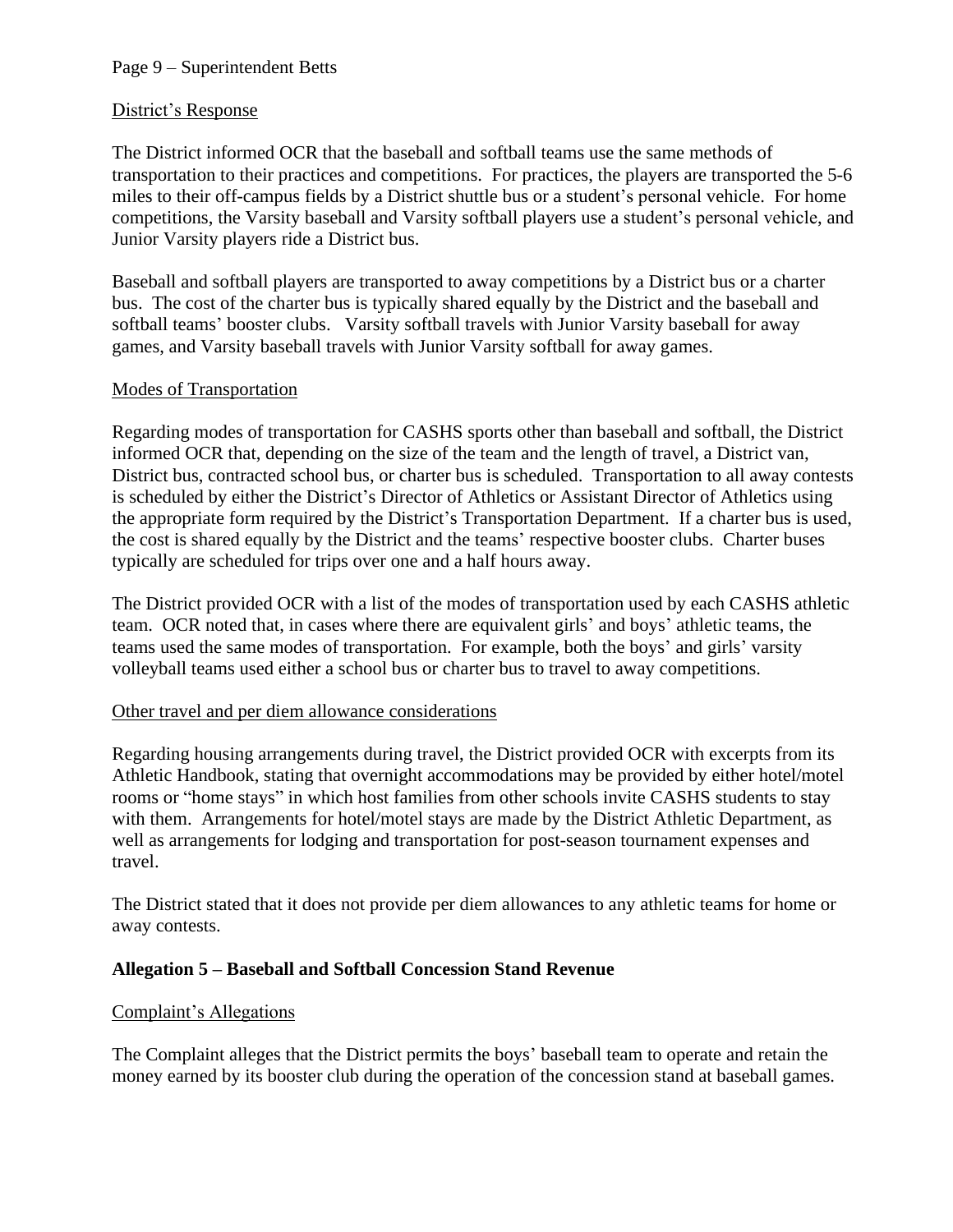District's Response

The District informed OCR that the baseball and softball teams use the same methods of transportation to their practices and competitions. For practices, the players are transported the 5-6 miles to their off-campus fields by a District shuttle bus or a student's personal vehicle. For home competitions, the Varsity baseball and Varsity softball players use a student's personal vehicle, and Junior Varsity players ride a District bus.

Baseball and softball players are transported to away competitions by a District bus or a charter bus. The cost of the charter bus is typically shared equally by the District and the baseball and softball teams' booster clubs. Varsity softball travels with Junior Varsity baseball for away games, and Varsity baseball travels with Junior Varsity softball for away games.

Modes of Transportation

Regarding modes of transportation for CASHS sports other than baseball and softball, the District informed OCR that, depending on the size of the team and the length of travel, a District van, District bus, contracted school bus, or charter bus is scheduled. Transportation to all away contests is scheduled by either the District's Director of Athletics or Assistant Director of Athletics using the appropriate form required by the District's Transportation Department. If a charter bus is used, the cost is shared equally by the District and the teams' respective booster clubs. Charter buses typically are scheduled for trips over one and a half hours away.

The District provided OCR with a list of the modes of transportation used by each CASHS athletic team. OCR noted that, in cases where there are equivalent girls' and boys' athletic teams, the teams used the same modes of transportation. For example, both the boys' and girls' varsity volleyball teams used either a school bus or charter bus to travel to away competitions.

Other travel and per diem allowance considerations

Regarding housing arrangements during travel, the District provided OCR with excerpts from its Athletic Handbook, stating that overnight accommodations may be provided by either hotel/motel rooms or "home stays" in which host families from other schools invite CASHS students to stay with them. Arrangements for hotel/motel stays are made by the District Athletic Department, as well as arrangements for lodging and transportation for post-season tournament expenses and travel.

The District stated that it does not provide per diem allowances to any athletic teams for home or away contests.

**Allegation 5 – Baseball and Softball Concession Stand Revenue**

Complaint's Allegations

The Complaint alleges that the District permits the boys' baseball team to operate and retain the money earned by its booster club during the operation of the concession stand at baseball games.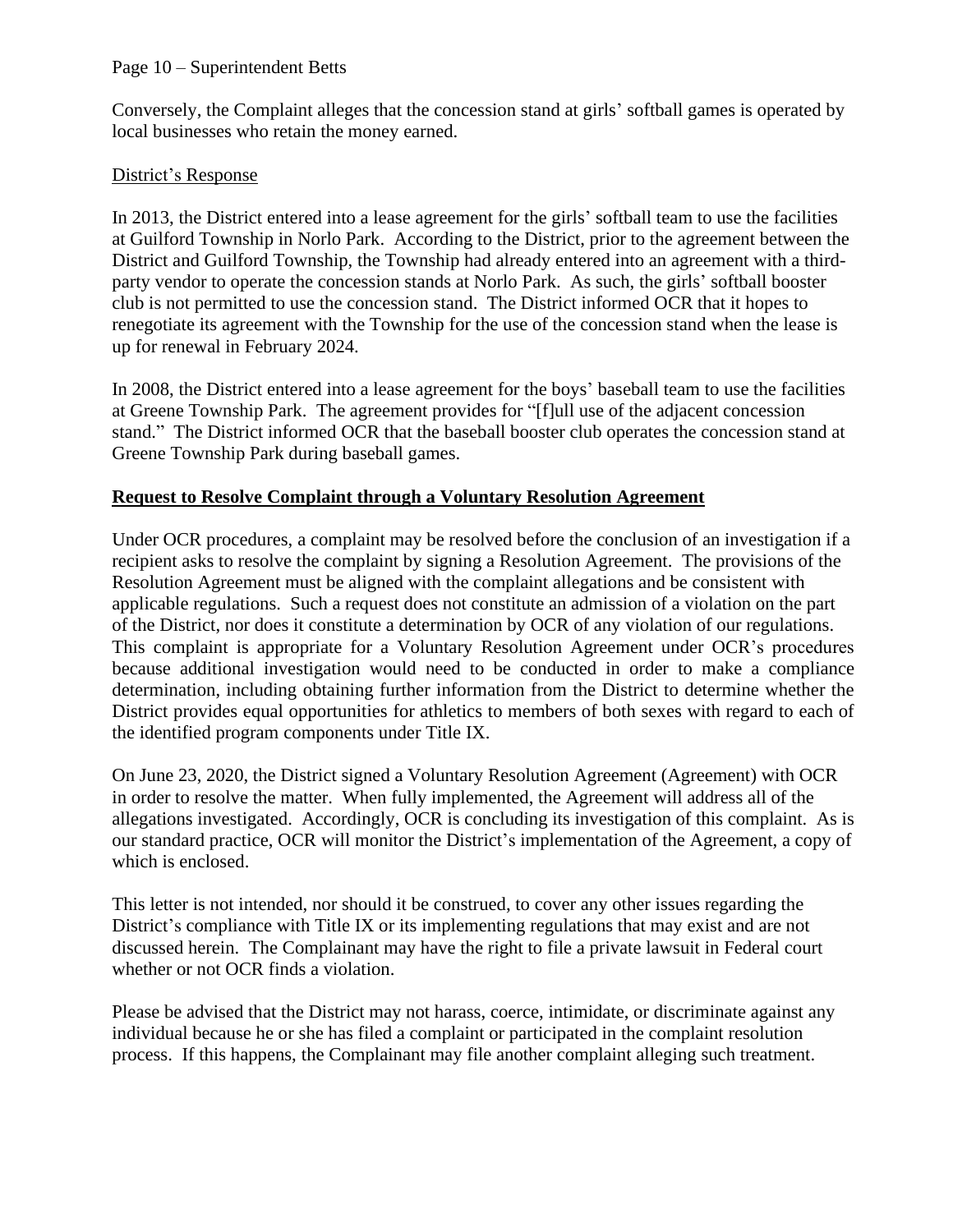Conversely, the Complaint alleges that the concession stand at girls' softball games is operated by local businesses who retain the money earned.

District's Response

In 2013, the District entered into a lease agreement for the girls' softball team to use the facilities at Guilford Township in Norlo Park. According to the District, prior to the agreement between the District and Guilford Township, the Township had already entered into an agreement with a third-party vendor to operate the concession stands at Norlo Park. As such, the girls' softball booster club is not permitted to use the concession stand. The District informed OCR that it hopes to renegotiate its agreement with the Township for the use of the concession stand when the lease is up for renewal in February 2024.

In 2008, the District entered into a lease agreement for the boys' baseball team to use the facilities at Greene Township Park. The agreement provides for "[f]ull use of the adjacent concession stand." The District informed OCR that the baseball booster club operates the concession stand at Greene Township Park during baseball games.

**Request to Resolve Complaint through a Voluntary Resolution Agreement**

Under OCR procedures, a complaint may be resolved before the conclusion of an investigation if a recipient asks to resolve the complaint by signing a Resolution Agreement. The provisions of the Resolution Agreement must be aligned with the complaint allegations and be consistent with applicable regulations. Such a request does not constitute an admission of a violation on the part of the District, nor does it constitute a determination by OCR of any violation of our regulations. This complaint is appropriate for a Voluntary Resolution Agreement under OCR's procedures because additional investigation would need to be conducted in order to make a compliance determination, including obtaining further information from the District to determine whether the District provides equal opportunities for athletics to members of both sexes with regard to each of the identified program components under Title IX.

On June 23, 2020, the District signed a Voluntary Resolution Agreement (Agreement) with OCR in order to resolve the matter. When fully implemented, the Agreement will address all of the allegations investigated. Accordingly, OCR is concluding its investigation of this complaint. As is our standard practice, OCR will monitor the District's implementation of the Agreement, a copy of which is enclosed.

This letter is not intended, nor should it be construed, to cover any other issues regarding the District's compliance with Title IX or its implementing regulations that may exist and are not discussed herein. The Complainant may have the right to file a private lawsuit in Federal court whether or not OCR finds a violation.

Please be advised that the District may not harass, coerce, intimidate, or discriminate against any individual because he or she has filed a complaint or participated in the complaint resolution process. If this happens, the Complainant may file another complaint alleging such treatment.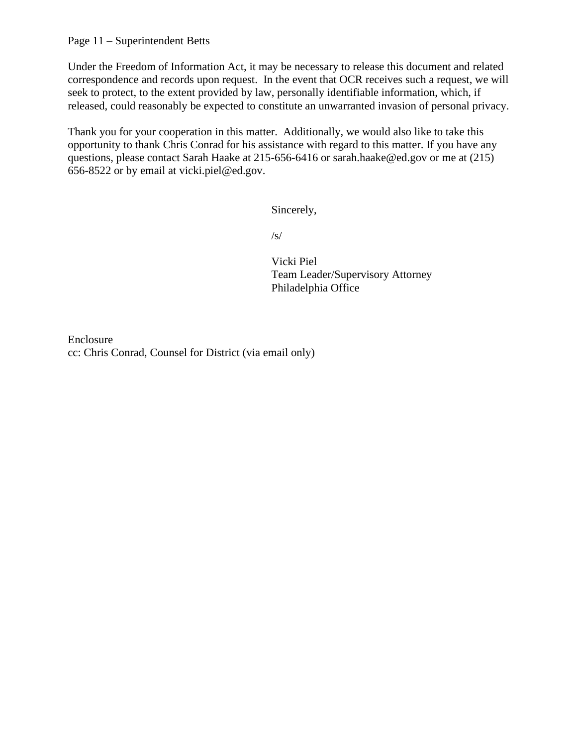Under the Freedom of Information Act, it may be necessary to release this document and related correspondence and records upon request. In the event that OCR receives such a request, we will seek to protect, to the extent provided by law, personally identifiable information, which, if released, could reasonably be expected to constitute an unwarranted invasion of personal privacy.

Thank you for your cooperation in this matter. Additionally, we would also like to take this opportunity to thank Chris Conrad for his assistance with regard to this matter. If you have any questions, please contact Sarah Haake at 215-656-6416 or sarah.haake@ed.gov or me at (215) 656-8522 or by email at vicki.piel@ed.gov.

Sincerely,

/s/

Vicki Piel
Team Leader/Supervisory Attorney
Philadelphia Office

Enclosure
cc: Chris Conrad, Counsel for District (via email only)